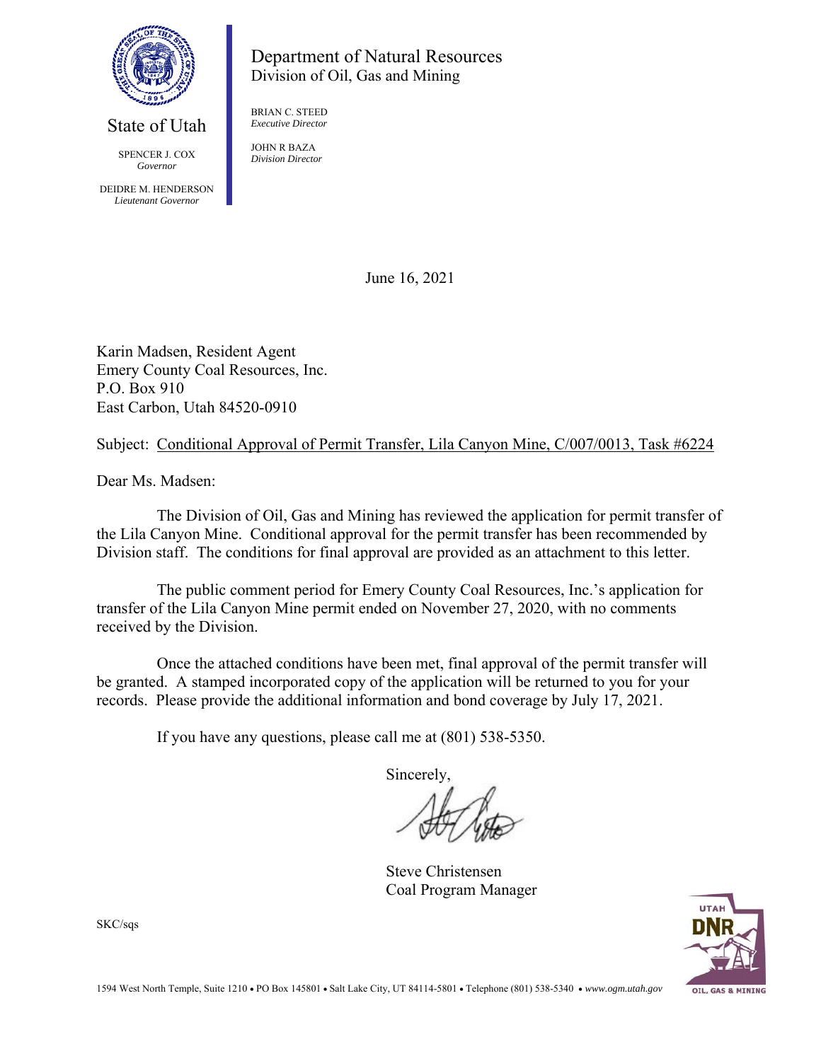State of Utah

SPENCER J. COX
*Governor*

DEIDRE M. HENDERSON
*Lieutenant Governor*

Department of Natural Resources
Division of Oil, Gas and Mining

BRIAN C. STEED
*Executive Director*

JOHN R BAZA
*Division Director*

June 16, 2021

Karin Madsen, Resident Agent
Emery County Coal Resources, Inc.
P.O. Box 910
East Carbon, Utah 84520-0910

Subject: Conditional Approval of Permit Transfer, Lila Canyon Mine, C/007/0013, Task #6224

Dear Ms. Madsen:

The Division of Oil, Gas and Mining has reviewed the application for permit transfer of the Lila Canyon Mine. Conditional approval for the permit transfer has been recommended by Division staff. The conditions for final approval are provided as an attachment to this letter.

The public comment period for Emery County Coal Resources, Inc.'s application for transfer of the Lila Canyon Mine permit ended on November 27, 2020, with no comments received by the Division.

Once the attached conditions have been met, final approval of the permit transfer will be granted. A stamped incorporated copy of the application will be returned to you for your records. Please provide the additional information and bond coverage by July 17, 2021.

If you have any questions, please call me at (801) 538-5350.

Sincerely,

Steve Christensen
Coal Program Manager

SKC/sqs

1594 West North Temple, Suite 1210 • PO Box 145801 • Salt Lake City, UT 84114-5801 • Telephone (801) 538-5340 • *www.ogm.utah.gov*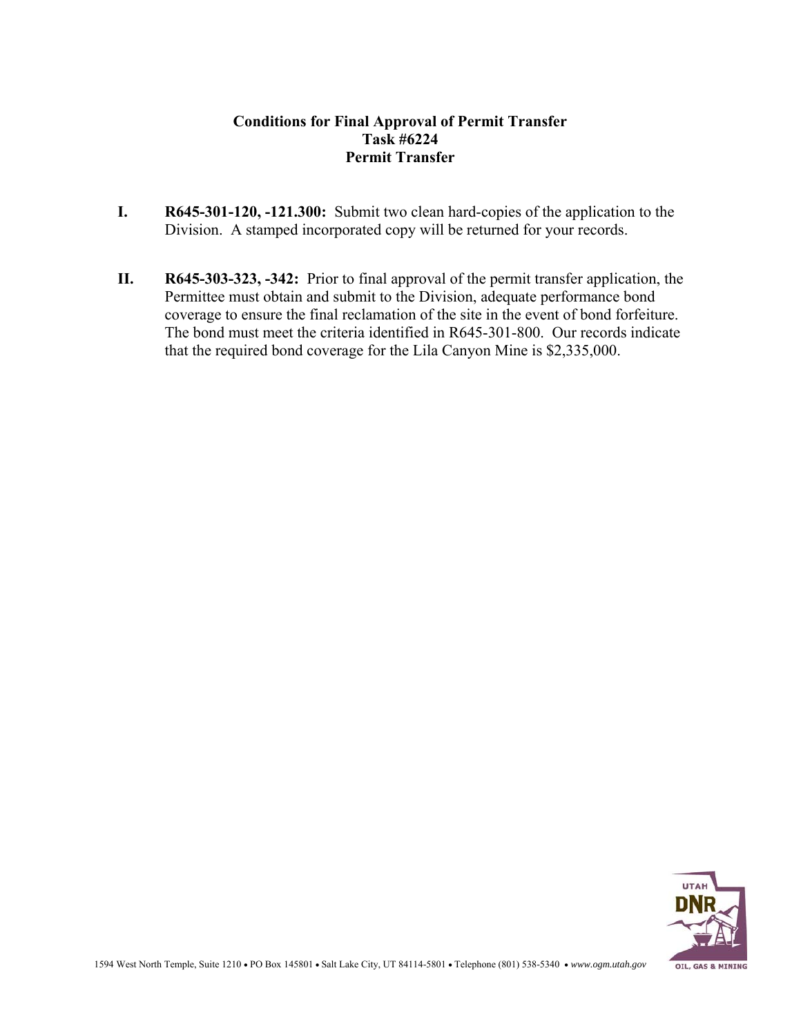**Conditions for Final Approval of Permit Transfer**
**Task #6224**
**Permit Transfer**

I. **R645-301-120, -121.300:** Submit two clean hard-copies of the application to the Division. A stamped incorporated copy will be returned for your records.

II. **R645-303-323, -342:** Prior to final approval of the permit transfer application, the Permittee must obtain and submit to the Division, adequate performance bond coverage to ensure the final reclamation of the site in the event of bond forfeiture. The bond must meet the criteria identified in R645-301-800. Our records indicate that the required bond coverage for the Lila Canyon Mine is $2,335,000.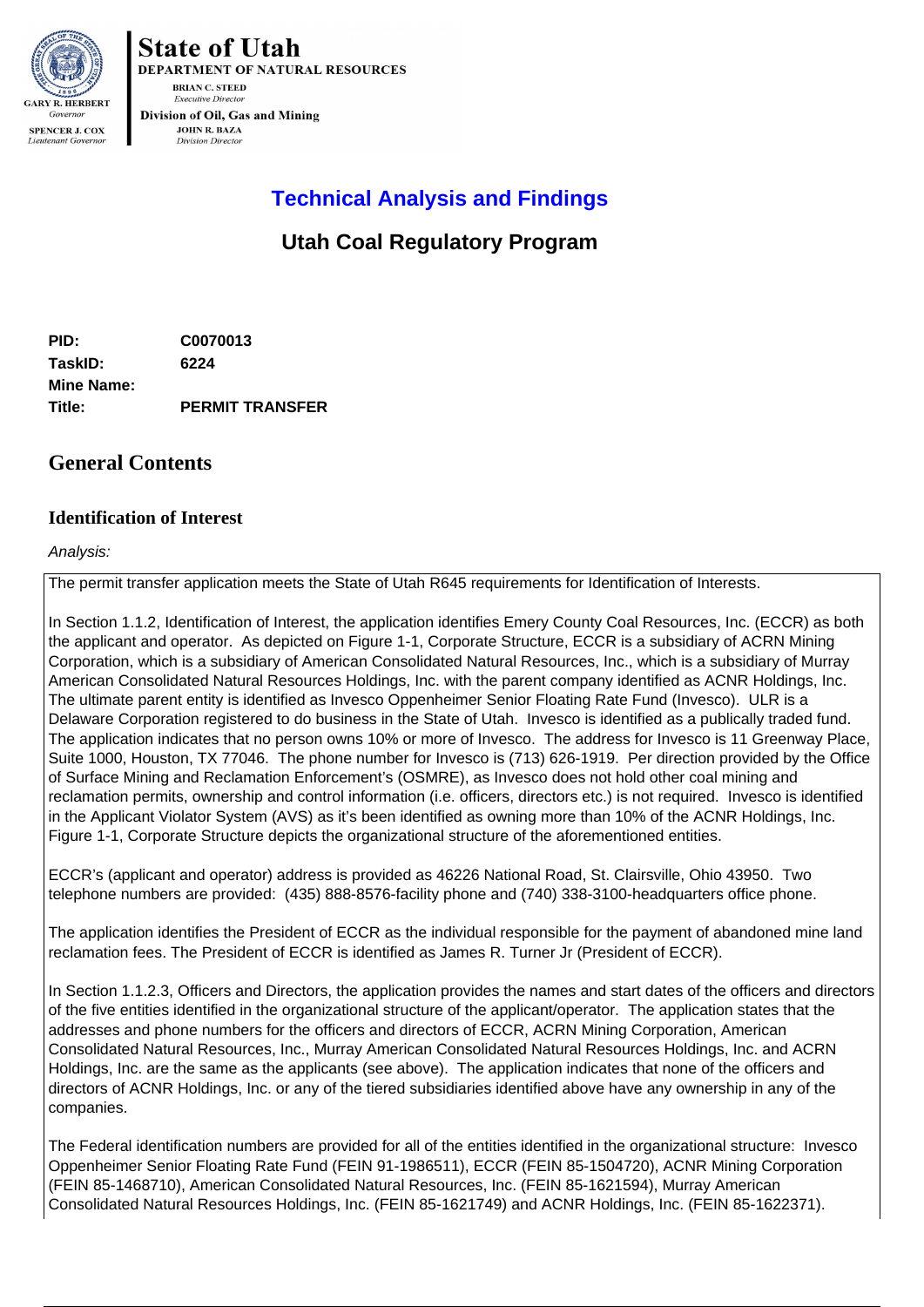**State of Utah**
**DEPARTMENT OF NATURAL RESOURCES**
BRIAN C. STEED
*Executive Director*
**Division of Oil, Gas and Mining**
JOHN R. BAZA
*Division Director*

GARY R. HERBERT
*Governor*
SPENCER J. COX
*Lieutenant Governor*

# Technical Analysis and Findings

## Utah Coal Regulatory Program

| | |
|---|---|
| **PID:** | **C0070013** |
| **TaskID:** | **6224** |
| **Mine Name:** | |
| **Title:** | **PERMIT TRANSFER** |

## General Contents

### Identification of Interest

*Analysis:*

The permit transfer application meets the State of Utah R645 requirements for Identification of Interests.

In Section 1.1.2, Identification of Interest, the application identifies Emery County Coal Resources, Inc. (ECCR) as both the applicant and operator. As depicted on Figure 1-1, Corporate Structure, ECCR is a subsidiary of ACRN Mining Corporation, which is a subsidiary of American Consolidated Natural Resources, Inc., which is a subsidiary of Murray American Consolidated Natural Resources Holdings, Inc. with the parent company identified as ACNR Holdings, Inc. The ultimate parent entity is identified as Invesco Oppenheimer Senior Floating Rate Fund (Invesco). ULR is a Delaware Corporation registered to do business in the State of Utah. Invesco is identified as a publically traded fund. The application indicates that no person owns 10% or more of Invesco. The address for Invesco is 11 Greenway Place, Suite 1000, Houston, TX 77046. The phone number for Invesco is (713) 626-1919. Per direction provided by the Office of Surface Mining and Reclamation Enforcement's (OSMRE), as Invesco does not hold other coal mining and reclamation permits, ownership and control information (i.e. officers, directors etc.) is not required. Invesco is identified in the Applicant Violator System (AVS) as it's been identified as owning more than 10% of the ACNR Holdings, Inc. Figure 1-1, Corporate Structure depicts the organizational structure of the aforementioned entities.

ECCR's (applicant and operator) address is provided as 46226 National Road, St. Clairsville, Ohio 43950. Two telephone numbers are provided: (435) 888-8576-facility phone and (740) 338-3100-headquarters office phone.

The application identifies the President of ECCR as the individual responsible for the payment of abandoned mine land reclamation fees. The President of ECCR is identified as James R. Turner Jr (President of ECCR).

In Section 1.1.2.3, Officers and Directors, the application provides the names and start dates of the officers and directors of the five entities identified in the organizational structure of the applicant/operator. The application states that the addresses and phone numbers for the officers and directors of ECCR, ACRN Mining Corporation, American Consolidated Natural Resources, Inc., Murray American Consolidated Natural Resources Holdings, Inc. and ACRN Holdings, Inc. are the same as the applicants (see above). The application indicates that none of the officers and directors of ACNR Holdings, Inc. or any of the tiered subsidiaries identified above have any ownership in any of the companies.

The Federal identification numbers are provided for all of the entities identified in the organizational structure: Invesco Oppenheimer Senior Floating Rate Fund (FEIN 91-1986511), ECCR (FEIN 85-1504720), ACNR Mining Corporation (FEIN 85-1468710), American Consolidated Natural Resources, Inc. (FEIN 85-1621594), Murray American Consolidated Natural Resources Holdings, Inc. (FEIN 85-1621749) and ACNR Holdings, Inc. (FEIN 85-1622371).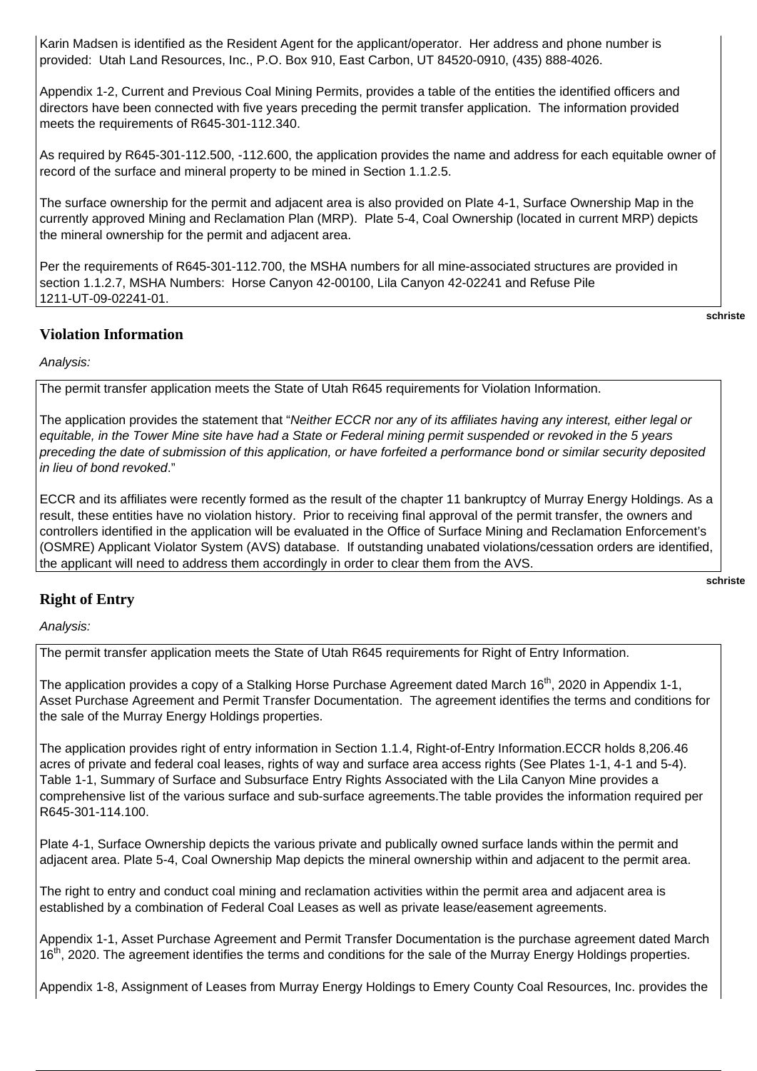Karin Madsen is identified as the Resident Agent for the applicant/operator. Her address and phone number is provided: Utah Land Resources, Inc., P.O. Box 910, East Carbon, UT 84520-0910, (435) 888-4026.

Appendix 1-2, Current and Previous Coal Mining Permits, provides a table of the entities the identified officers and directors have been connected with five years preceding the permit transfer application. The information provided meets the requirements of R645-301-112.340.

As required by R645-301-112.500, -112.600, the application provides the name and address for each equitable owner of record of the surface and mineral property to be mined in Section 1.1.2.5.

The surface ownership for the permit and adjacent area is also provided on Plate 4-1, Surface Ownership Map in the currently approved Mining and Reclamation Plan (MRP). Plate 5-4, Coal Ownership (located in current MRP) depicts the mineral ownership for the permit and adjacent area.

Per the requirements of R645-301-112.700, the MSHA numbers for all mine-associated structures are provided in section 1.1.2.7, MSHA Numbers: Horse Canyon 42-00100, Lila Canyon 42-02241 and Refuse Pile 1211-UT-09-02241-01.

schriste

## Violation Information

*Analysis:*

The permit transfer application meets the State of Utah R645 requirements for Violation Information.

The application provides the statement that "*Neither ECCR nor any of its affiliates having any interest, either legal or equitable, in the Tower Mine site have had a State or Federal mining permit suspended or revoked in the 5 years preceding the date of submission of this application, or have forfeited a performance bond or similar security deposited in lieu of bond revoked*."

ECCR and its affiliates were recently formed as the result of the chapter 11 bankruptcy of Murray Energy Holdings. As a result, these entities have no violation history. Prior to receiving final approval of the permit transfer, the owners and controllers identified in the application will be evaluated in the Office of Surface Mining and Reclamation Enforcement's (OSMRE) Applicant Violator System (AVS) database. If outstanding unabated violations/cessation orders are identified, the applicant will need to address them accordingly in order to clear them from the AVS.

schriste

## Right of Entry

*Analysis:*

The permit transfer application meets the State of Utah R645 requirements for Right of Entry Information.

The application provides a copy of a Stalking Horse Purchase Agreement dated March 16th, 2020 in Appendix 1-1, Asset Purchase Agreement and Permit Transfer Documentation. The agreement identifies the terms and conditions for the sale of the Murray Energy Holdings properties.

The application provides right of entry information in Section 1.1.4, Right-of-Entry Information.ECCR holds 8,206.46 acres of private and federal coal leases, rights of way and surface area access rights (See Plates 1-1, 4-1 and 5-4). Table 1-1, Summary of Surface and Subsurface Entry Rights Associated with the Lila Canyon Mine provides a comprehensive list of the various surface and sub-surface agreements.The table provides the information required per R645-301-114.100.

Plate 4-1, Surface Ownership depicts the various private and publically owned surface lands within the permit and adjacent area. Plate 5-4, Coal Ownership Map depicts the mineral ownership within and adjacent to the permit area.

The right to entry and conduct coal mining and reclamation activities within the permit area and adjacent area is established by a combination of Federal Coal Leases as well as private lease/easement agreements.

Appendix 1-1, Asset Purchase Agreement and Permit Transfer Documentation is the purchase agreement dated March 16th, 2020. The agreement identifies the terms and conditions for the sale of the Murray Energy Holdings properties.

Appendix 1-8, Assignment of Leases from Murray Energy Holdings to Emery County Coal Resources, Inc. provides the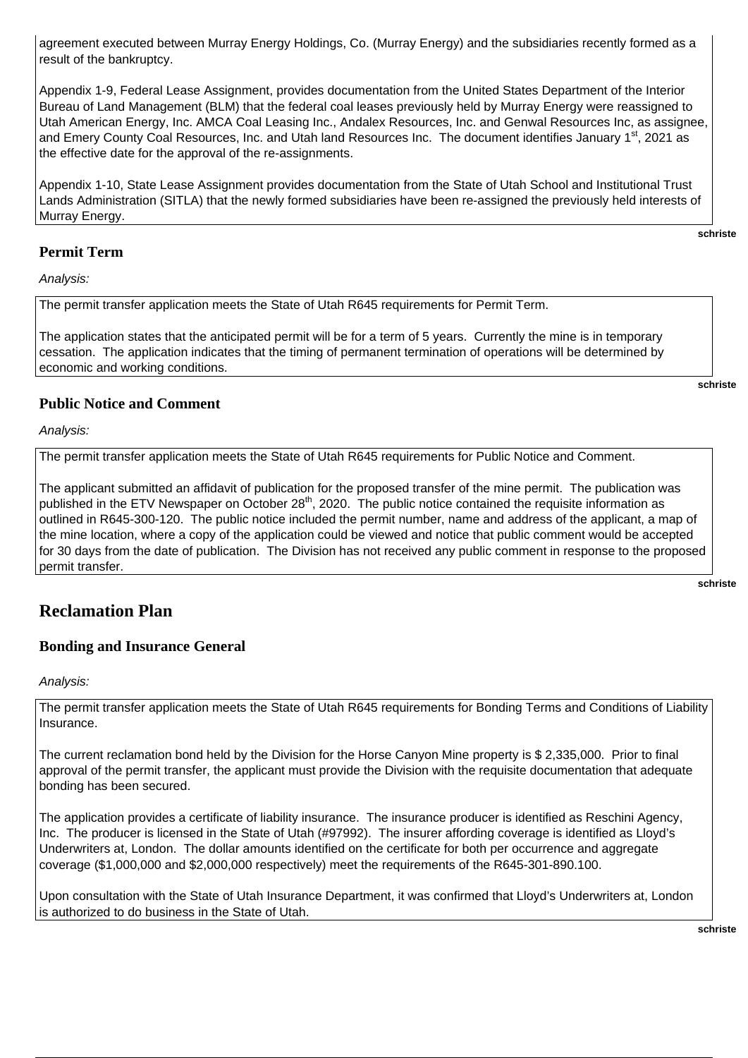agreement executed between Murray Energy Holdings, Co. (Murray Energy) and the subsidiaries recently formed as a result of the bankruptcy.

Appendix 1-9, Federal Lease Assignment, provides documentation from the United States Department of the Interior Bureau of Land Management (BLM) that the federal coal leases previously held by Murray Energy were reassigned to Utah American Energy, Inc. AMCA Coal Leasing Inc., Andalex Resources, Inc. and Genwal Resources Inc, as assignee, and Emery County Coal Resources, Inc. and Utah land Resources Inc. The document identifies January 1st, 2021 as the effective date for the approval of the re-assignments.

Appendix 1-10, State Lease Assignment provides documentation from the State of Utah School and Institutional Trust Lands Administration (SITLA) that the newly formed subsidiaries have been re-assigned the previously held interests of Murray Energy.

schriste

### Permit Term

*Analysis:*

The permit transfer application meets the State of Utah R645 requirements for Permit Term.

The application states that the anticipated permit will be for a term of 5 years. Currently the mine is in temporary cessation. The application indicates that the timing of permanent termination of operations will be determined by economic and working conditions.

schriste

### Public Notice and Comment

*Analysis:*

The permit transfer application meets the State of Utah R645 requirements for Public Notice and Comment.

The applicant submitted an affidavit of publication for the proposed transfer of the mine permit. The publication was published in the ETV Newspaper on October 28th, 2020. The public notice contained the requisite information as outlined in R645-300-120. The public notice included the permit number, name and address of the applicant, a map of the mine location, where a copy of the application could be viewed and notice that public comment would be accepted for 30 days from the date of publication. The Division has not received any public comment in response to the proposed permit transfer.

schriste

## Reclamation Plan

### Bonding and Insurance General

*Analysis:*

The permit transfer application meets the State of Utah R645 requirements for Bonding Terms and Conditions of Liability Insurance.

The current reclamation bond held by the Division for the Horse Canyon Mine property is $ 2,335,000. Prior to final approval of the permit transfer, the applicant must provide the Division with the requisite documentation that adequate bonding has been secured.

The application provides a certificate of liability insurance. The insurance producer is identified as Reschini Agency, Inc. The producer is licensed in the State of Utah (#97992). The insurer affording coverage is identified as Lloyd's Underwriters at, London. The dollar amounts identified on the certificate for both per occurrence and aggregate coverage ($1,000,000 and $2,000,000 respectively) meet the requirements of the R645-301-890.100.

Upon consultation with the State of Utah Insurance Department, it was confirmed that Lloyd's Underwriters at, London is authorized to do business in the State of Utah.

schriste